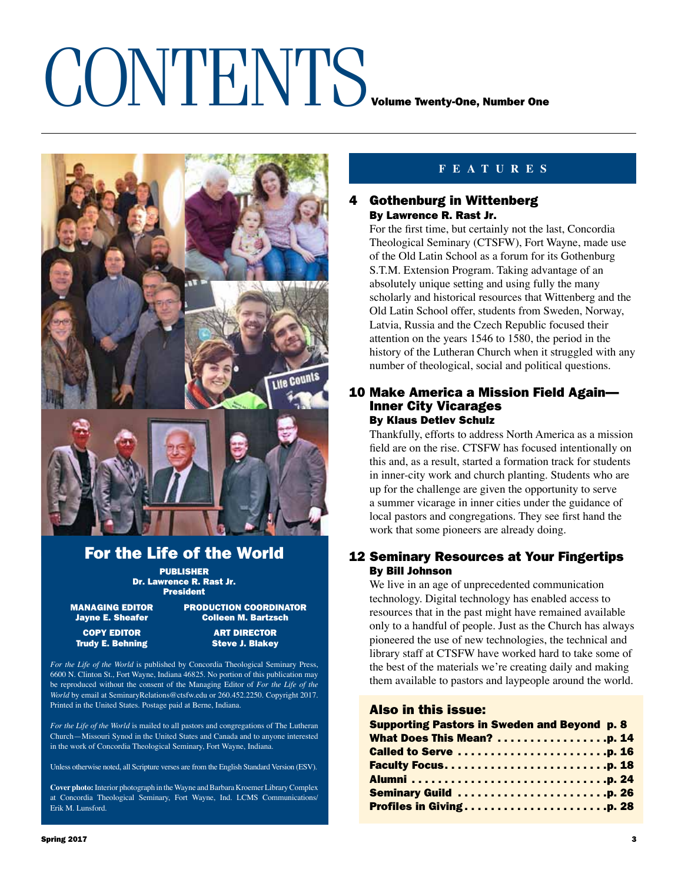# CONTENTS

**Volume Twenty-One, Number One**

## For the Life of the World

**PUBLISHER**
**Dr. Lawrence R. Rast Jr.**
**President**

**MANAGING EDITOR**
**Jayne E. Sheafer**

**PRODUCTION COORDINATOR**
**Colleen M. Bartzsch**

**COPY EDITOR**
**Trudy E. Behning**

**ART DIRECTOR**
**Steve J. Blakey**

*For the Life of the World* is published by Concordia Theological Seminary Press, 6600 N. Clinton St., Fort Wayne, Indiana 46825. No portion of this publication may be reproduced without the consent of the Managing Editor of *For the Life of the World* by email at SeminaryRelations@ctsfw.edu or 260.452.2250. Copyright 2017. Printed in the United States. Postage paid at Berne, Indiana.

*For the Life of the World* is mailed to all pastors and congregations of The Lutheran Church—Missouri Synod in the United States and Canada and to anyone interested in the work of Concordia Theological Seminary, Fort Wayne, Indiana.

Unless otherwise noted, all Scripture verses are from the English Standard Version (ESV).

**Cover photo:** Interior photograph in the Wayne and Barbara Kroemer Library Complex at Concordia Theological Seminary, Fort Wayne, Ind. LCMS Communications/Erik M. Lunsford.

## FEATURES

### 4 Gothenburg in Wittenberg
**By Lawrence R. Rast Jr.**

For the first time, but certainly not the last, Concordia Theological Seminary (CTSFW), Fort Wayne, made use of the Old Latin School as a forum for its Gothenburg S.T.M. Extension Program. Taking advantage of an absolutely unique setting and using fully the many scholarly and historical resources that Wittenberg and the Old Latin School offer, students from Sweden, Norway, Latvia, Russia and the Czech Republic focused their attention on the years 1546 to 1580, the period in the history of the Lutheran Church when it struggled with any number of theological, social and political questions.

### 10 Make America a Mission Field Again—Inner City Vicarages
**By Klaus Detlev Schulz**

Thankfully, efforts to address North America as a mission field are on the rise. CTSFW has focused intentionally on this and, as a result, started a formation track for students in inner-city work and church planting. Students who are up for the challenge are given the opportunity to serve a summer vicarage in inner cities under the guidance of local pastors and congregations. They see first hand the work that some pioneers are already doing.

### 12 Seminary Resources at Your Fingertips
**By Bill Johnson**

We live in an age of unprecedented communication technology. Digital technology has enabled access to resources that in the past might have remained available only to a handful of people. Just as the Church has always pioneered the use of new technologies, the technical and library staff at CTSFW have worked hard to take some of the best of the materials we're creating daily and making them available to pastors and laypeople around the world.

### Also in this issue:

- **Supporting Pastors in Sweden and Beyond p. 8**
- **What Does This Mean? . . . . . . . . . . . . . . . . . p. 14**
- **Called to Serve . . . . . . . . . . . . . . . . . . . . . . . p. 16**
- **Faculty Focus. . . . . . . . . . . . . . . . . . . . . . . . . p. 18**
- **Alumni . . . . . . . . . . . . . . . . . . . . . . . . . . . . . p. 24**
- **Seminary Guild . . . . . . . . . . . . . . . . . . . . . . . p. 26**
- **Profiles in Giving. . . . . . . . . . . . . . . . . . . . . . p. 28**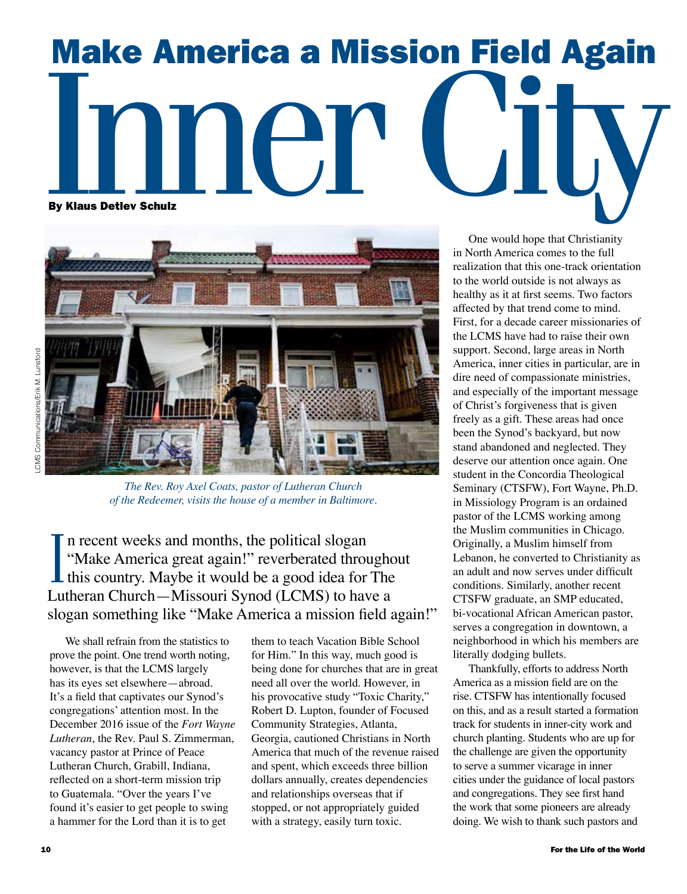# Make America a Mission Field Again

# Inner City

**By Klaus Detlev Schulz**

*The Rev. Roy Axel Coats, pastor of Lutheran Church of the Redeemer, visits the house of a member in Baltimore.*

LCMS Communications/Erik M. Lunsford

In recent weeks and months, the political slogan "Make America great again!" reverberated throughout this country. Maybe it would be a good idea for The Lutheran Church—Missouri Synod (LCMS) to have a slogan something like "Make America a mission field again!"

We shall refrain from the statistics to prove the point. One trend worth noting, however, is that the LCMS largely has its eyes set elsewhere—abroad. It's a field that captivates our Synod's congregations' attention most. In the December 2016 issue of the *Fort Wayne Lutheran*, the Rev. Paul S. Zimmerman, vacancy pastor at Prince of Peace Lutheran Church, Grabill, Indiana, reflected on a short-term mission trip to Guatemala. "Over the years I've found it's easier to get people to swing a hammer for the Lord than it is to get them to teach Vacation Bible School for Him." In this way, much good is being done for churches that are in great need all over the world. However, in his provocative study "Toxic Charity," Robert D. Lupton, founder of Focused Community Strategies, Atlanta, Georgia, cautioned Christians in North America that much of the revenue raised and spent, which exceeds three billion dollars annually, creates dependencies and relationships overseas that if stopped, or not appropriately guided with a strategy, easily turn toxic.

One would hope that Christianity in North America comes to the full realization that this one-track orientation to the world outside is not always as healthy as it at first seems. Two factors affected by that trend come to mind. First, for a decade career missionaries of the LCMS have had to raise their own support. Second, large areas in North America, inner cities in particular, are in dire need of compassionate ministries, and especially of the important message of Christ's forgiveness that is given freely as a gift. These areas had once been the Synod's backyard, but now stand abandoned and neglected. They deserve our attention once again. One student in the Concordia Theological Seminary (CTSFW), Fort Wayne, Ph.D. in Missiology Program is an ordained pastor of the LCMS working among the Muslim communities in Chicago. Originally, a Muslim himself from Lebanon, he converted to Christianity as an adult and now serves under difficult conditions. Similarly, another recent CTSFW graduate, an SMP educated, bi-vocational African American pastor, serves a congregation in downtown, a neighborhood in which his members are literally dodging bullets.

Thankfully, efforts to address North America as a mission field are on the rise. CTSFW has intentionally focused on this, and as a result started a formation track for students in inner-city work and church planting. Students who are up for the challenge are given the opportunity to serve a summer vicarage in inner cities under the guidance of local pastors and congregations. They see first hand the work that some pioneers are already doing. We wish to thank such pastors and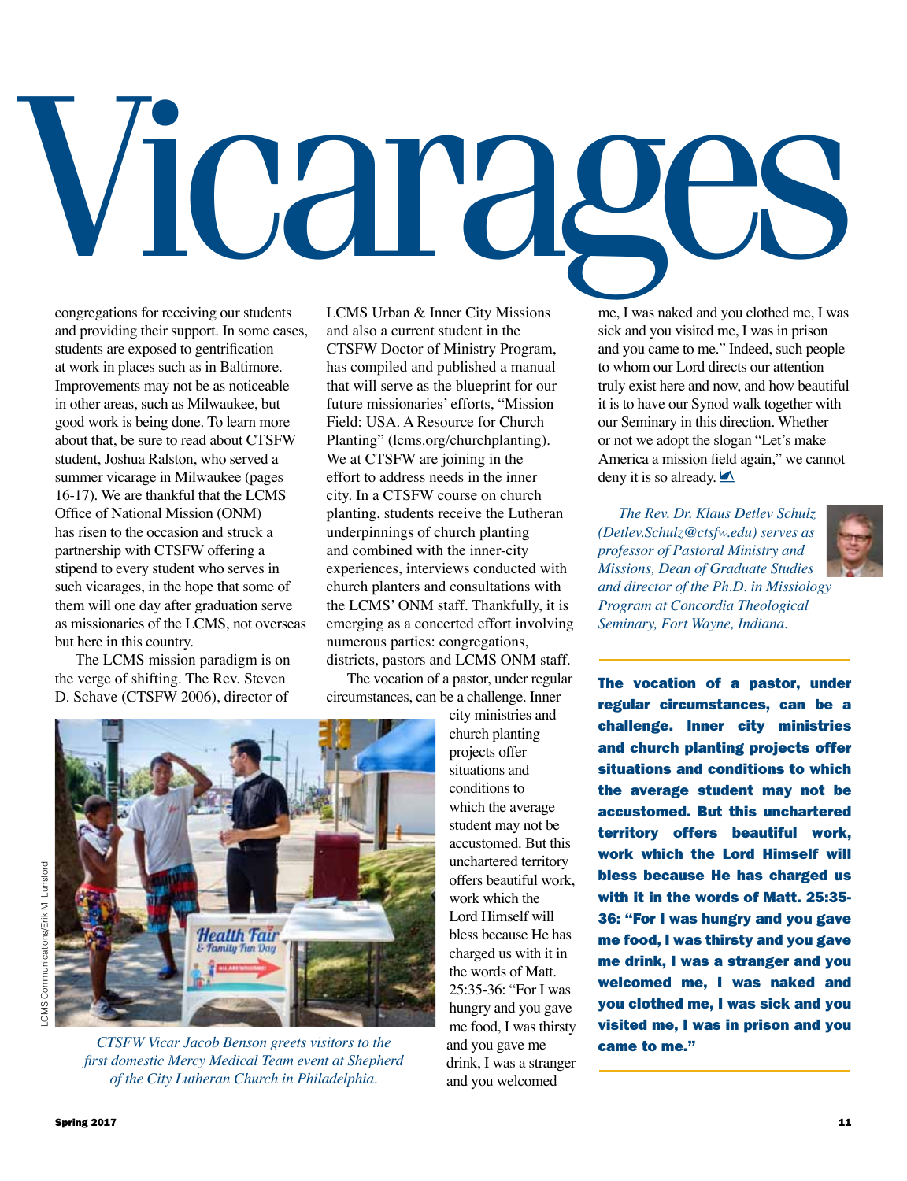# Vicarages

congregations for receiving our students and providing their support. In some cases, students are exposed to gentrification at work in places such as in Baltimore. Improvements may not be as noticeable in other areas, such as Milwaukee, but good work is being done. To learn more about that, be sure to read about CTSFW student, Joshua Ralston, who served a summer vicarage in Milwaukee (pages 16-17). We are thankful that the LCMS Office of National Mission (ONM) has risen to the occasion and struck a partnership with CTSFW offering a stipend to every student who serves in such vicarages, in the hope that some of them will one day after graduation serve as missionaries of the LCMS, not overseas but here in this country.

The LCMS mission paradigm is on the verge of shifting. The Rev. Steven D. Schave (CTSFW 2006), director of LCMS Urban & Inner City Missions and also a current student in the CTSFW Doctor of Ministry Program, has compiled and published a manual that will serve as the blueprint for our future missionaries' efforts, "Mission Field: USA. A Resource for Church Planting" (lcms.org/churchplanting). We at CTSFW are joining in the effort to address needs in the inner city. In a CTSFW course on church planting, students receive the Lutheran underpinnings of church planting and combined with the inner-city experiences, interviews conducted with church planters and consultations with the LCMS' ONM staff. Thankfully, it is emerging as a concerted effort involving numerous parties: congregations, districts, pastors and LCMS ONM staff.

The vocation of a pastor, under regular circumstances, can be a challenge. Inner city ministries and church planting projects offer situations and conditions to which the average student may not be accustomed. But this unchartered territory offers beautiful work, work which the Lord Himself will bless because He has charged us with it in the words of Matt. 25:35-36: "For I was hungry and you gave me food, I was thirsty and you gave me drink, I was a stranger and you welcomed me, I was naked and you clothed me, I was sick and you visited me, I was in prison and you came to me." Indeed, such people to whom our Lord directs our attention truly exist here and now, and how beautiful it is to have our Synod walk together with our Seminary in this direction. Whether or not we adopt the slogan "Let's make America a mission field again," we cannot deny it is so already.

*CTSFW Vicar Jacob Benson greets visitors to the first domestic Mercy Medical Team event at Shepherd of the City Lutheran Church in Philadelphia.*

LCMS Communications/Erik M. Lunsford

*The Rev. Dr. Klaus Detlev Schulz (Detlev.Schulz@ctsfw.edu) serves as professor of Pastoral Ministry and Missions, Dean of Graduate Studies and director of the Ph.D. in Missiology Program at Concordia Theological Seminary, Fort Wayne, Indiana.*

**The vocation of a pastor, under regular circumstances, can be a challenge. Inner city ministries and church planting projects offer situations and conditions to which the average student may not be accustomed. But this unchartered territory offers beautiful work, work which the Lord Himself will bless because He has charged us with it in the words of Matt. 25:35-36: "For I was hungry and you gave me food, I was thirsty and you gave me drink, I was a stranger and you welcomed me, I was naked and you clothed me, I was sick and you visited me, I was in prison and you came to me."**